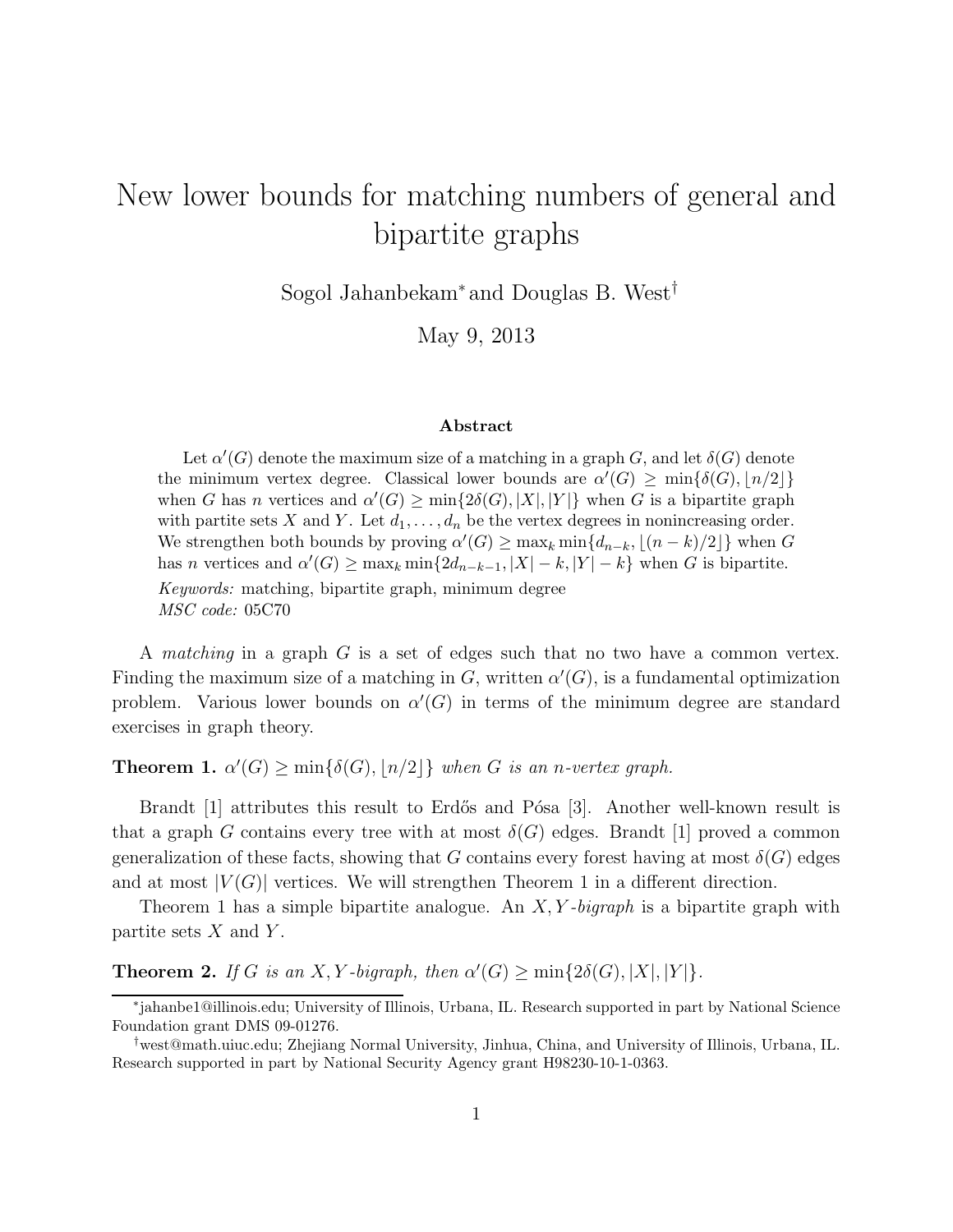# New lower bounds for matching numbers of general and bipartite graphs

Sogol Jahanbekam* and Douglas B. West†

May 9, 2013

### Abstract

Let $\alpha'(G)$ denote the maximum size of a matching in a graph $G$, and let $\delta(G)$ denote the minimum vertex degree. Classical lower bounds are $\alpha'(G) \geq \min\{\delta(G), \lfloor n/2 \rfloor\}$ when $G$ has $n$ vertices and $\alpha'(G) \geq \min\{2\delta(G), |X|, |Y|\}$ when $G$ is a bipartite graph with partite sets $X$ and $Y$. Let $d_1, \ldots, d_n$ be the vertex degrees in nonincreasing order. We strengthen both bounds by proving $\alpha'(G) \geq \max_k \min\{d_{n-k}, \lfloor (n-k)/2 \rfloor\}$ when $G$ has $n$ vertices and $\alpha'(G) \geq \max_k \min\{2d_{n-k-1}, |X| - k, |Y| - k\}$ when $G$ is bipartite.

*Keywords:* matching, bipartite graph, minimum degree
*MSC code:* 05C70

A *matching* in a graph $G$ is a set of edges such that no two have a common vertex. Finding the maximum size of a matching in $G$, written $\alpha'(G)$, is a fundamental optimization problem. Various lower bounds on $\alpha'(G)$ in terms of the minimum degree are standard exercises in graph theory.

**Theorem 1.** *$\alpha'(G) \geq \min\{\delta(G), \lfloor n/2 \rfloor\}$ when $G$ is an $n$-vertex graph.*

Brandt [1] attributes this result to Erdős and Pósa [3]. Another well-known result is that a graph $G$ contains every tree with at most $\delta(G)$ edges. Brandt [1] proved a common generalization of these facts, showing that $G$ contains every forest having at most $\delta(G)$ edges and at most $|V(G)|$ vertices. We will strengthen Theorem 1 in a different direction.

Theorem 1 has a simple bipartite analogue. An *$X, Y$-bigraph* is a bipartite graph with partite sets $X$ and $Y$.

**Theorem 2.** *If $G$ is an $X, Y$-bigraph, then $\alpha'(G) \geq \min\{2\delta(G), |X|, |Y|\}$.*

---

*jahanbe1@illinois.edu; University of Illinois, Urbana, IL. Research supported in part by National Science Foundation grant DMS 09-01276.

†west@math.uiuc.edu; Zhejiang Normal University, Jinhua, China, and University of Illinois, Urbana, IL. Research supported in part by National Security Agency grant H98230-10-1-0363.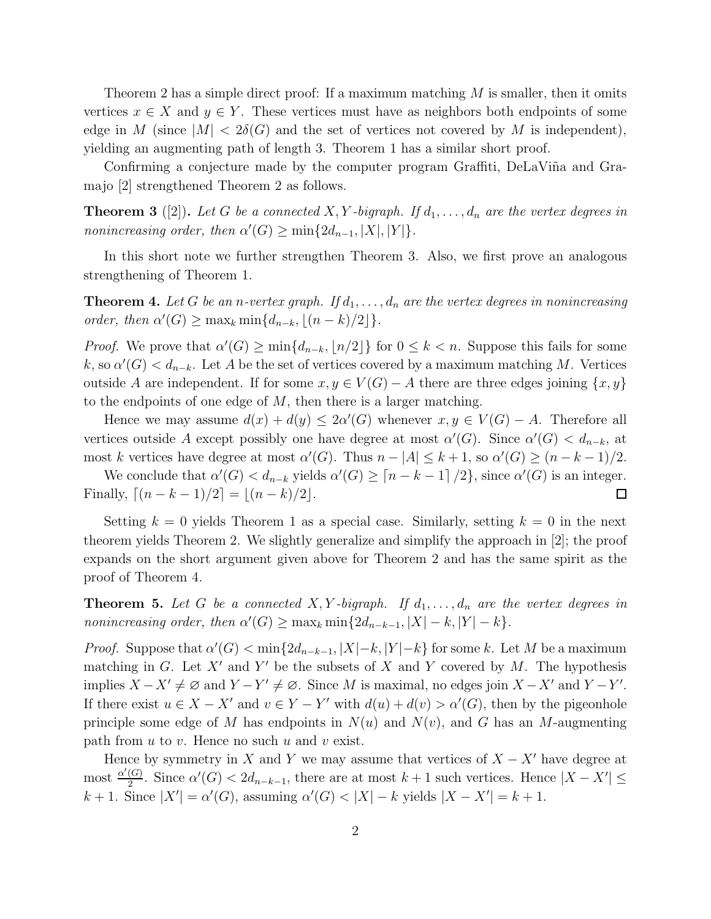Theorem 2 has a simple direct proof: If a maximum matching $M$ is smaller, then it omits vertices $x \in X$ and $y \in Y$. These vertices must have as neighbors both endpoints of some edge in $M$ (since $|M| < 2\delta(G)$ and the set of vertices not covered by $M$ is independent), yielding an augmenting path of length 3. Theorem 1 has a similar short proof.

Confirming a conjecture made by the computer program Graffiti, DeLaViña and Gramajo [2] strengthened Theorem 2 as follows.

**Theorem 3** ([2])**.** *Let $G$ be a connected $X, Y$-bigraph. If $d_1, \ldots, d_n$ are the vertex degrees in nonincreasing order, then $\alpha'(G) \ge \min\{2d_{n-1}, |X|, |Y|\}$.*

In this short note we further strengthen Theorem 3. Also, we first prove an analogous strengthening of Theorem 1.

**Theorem 4.** *Let $G$ be an $n$-vertex graph. If $d_1, \ldots, d_n$ are the vertex degrees in nonincreasing order, then $\alpha'(G) \ge \max_k \min\{d_{n-k}, \lfloor (n-k)/2 \rfloor\}$.*

*Proof.* We prove that $\alpha'(G) \ge \min\{d_{n-k}, \lfloor n/2 \rfloor\}$ for $0 \le k < n$. Suppose this fails for some $k$, so $\alpha'(G) < d_{n-k}$. Let $A$ be the set of vertices covered by a maximum matching $M$. Vertices outside $A$ are independent. If for some $x, y \in V(G) - A$ there are three edges joining $\{x, y\}$ to the endpoints of one edge of $M$, then there is a larger matching.

Hence we may assume $d(x) + d(y) \le 2\alpha'(G)$ whenever $x, y \in V(G) - A$. Therefore all vertices outside $A$ except possibly one have degree at most $\alpha'(G)$. Since $\alpha'(G) < d_{n-k}$, at most $k$ vertices have degree at most $\alpha'(G)$. Thus $n - |A| \le k + 1$, so $\alpha'(G) \ge (n - k - 1)/2$.

We conclude that $\alpha'(G) < d_{n-k}$ yields $\alpha'(G) \ge \lceil n - k - 1 \rceil /2\}$, since $\alpha'(G)$ is an integer. Finally, $\lceil (n-k-1)/2 \rceil = \lfloor (n-k)/2 \rfloor$. $\square$

Setting $k = 0$ yields Theorem 1 as a special case. Similarly, setting $k = 0$ in the next theorem yields Theorem 2. We slightly generalize and simplify the approach in [2]; the proof expands on the short argument given above for Theorem 2 and has the same spirit as the proof of Theorem 4.

**Theorem 5.** *Let $G$ be a connected $X, Y$-bigraph. If $d_1, \ldots, d_n$ are the vertex degrees in nonincreasing order, then $\alpha'(G) \ge \max_k \min\{2d_{n-k-1}, |X| - k, |Y| - k\}$.*

*Proof.* Suppose that $\alpha'(G) < \min\{2d_{n-k-1}, |X| - k, |Y| - k\}$ for some $k$. Let $M$ be a maximum matching in $G$. Let $X'$ and $Y'$ be the subsets of $X$ and $Y$ covered by $M$. The hypothesis implies $X - X' \ne \varnothing$ and $Y - Y' \ne \varnothing$. Since $M$ is maximal, no edges join $X - X'$ and $Y - Y'$. If there exist $u \in X - X'$ and $v \in Y - Y'$ with $d(u) + d(v) > \alpha'(G)$, then by the pigeonhole principle some edge of $M$ has endpoints in $N(u)$ and $N(v)$, and $G$ has an $M$-augmenting path from $u$ to $v$. Hence no such $u$ and $v$ exist.

Hence by symmetry in $X$ and $Y$ we may assume that vertices of $X - X'$ have degree at most $\frac{\alpha'(G)}{2}$. Since $\alpha'(G) < 2d_{n-k-1}$, there are at most $k+1$ such vertices. Hence $|X - X'| \le k + 1$. Since $|X'| = \alpha'(G)$, assuming $\alpha'(G) < |X| - k$ yields $|X - X'| = k + 1$.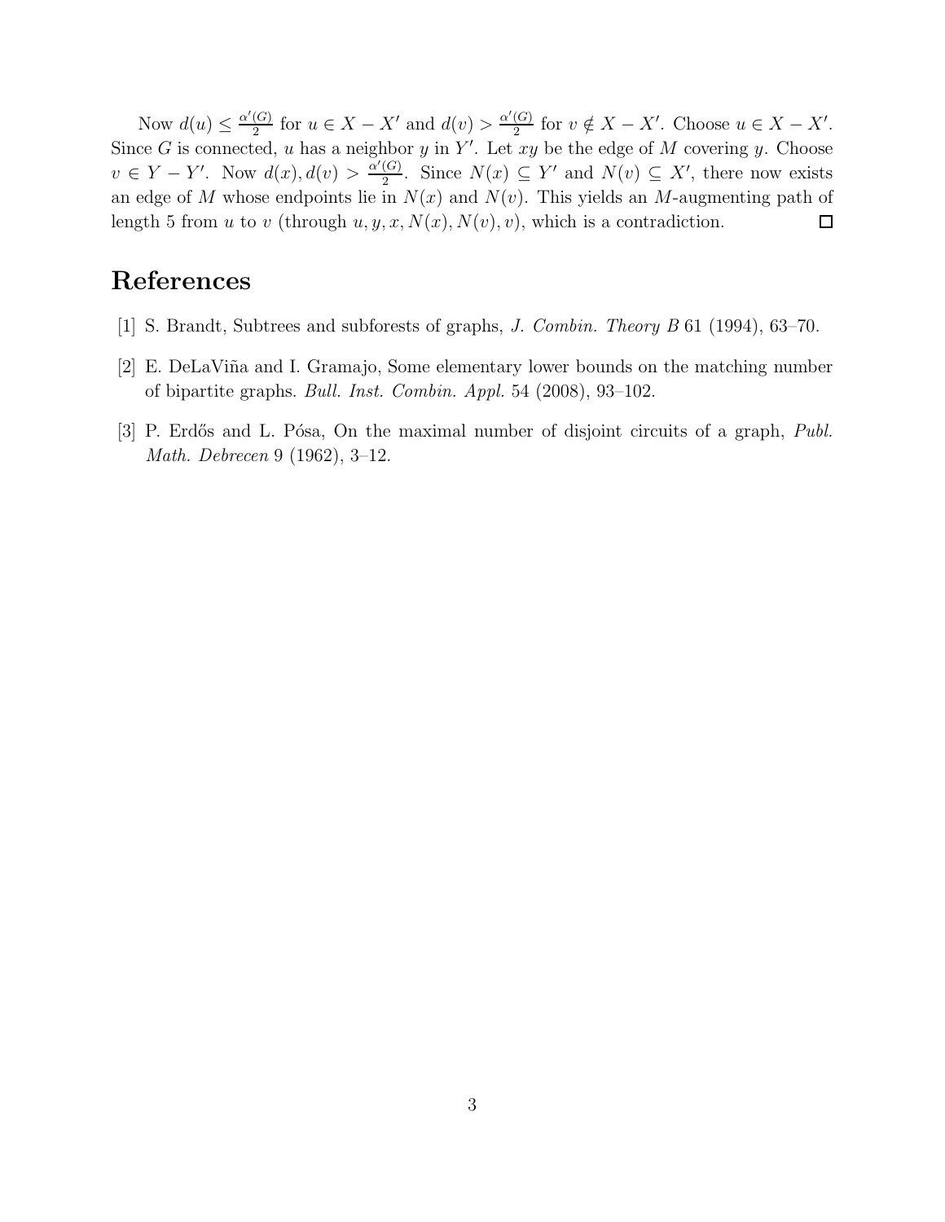Now $d(u) \le \frac{\alpha'(G)}{2}$ for $u \in X - X'$ and $d(v) > \frac{\alpha'(G)}{2}$ for $v \notin X - X'$. Choose $u \in X - X'$. Since $G$ is connected, $u$ has a neighbor $y$ in $Y'$. Let $xy$ be the edge of $M$ covering $y$. Choose $v \in Y - Y'$. Now $d(x), d(v) > \frac{\alpha'(G)}{2}$. Since $N(x) \subseteq Y'$ and $N(v) \subseteq X'$, there now exists an edge of $M$ whose endpoints lie in $N(x)$ and $N(v)$. This yields an $M$-augmenting path of length 5 from $u$ to $v$ (through $u, y, x, N(x), N(v), v$), which is a contradiction. □

## References

[1] S. Brandt, Subtrees and subforests of graphs, *J. Combin. Theory B* 61 (1994), 63–70.

[2] E. DeLaViña and I. Gramajo, Some elementary lower bounds on the matching number of bipartite graphs. *Bull. Inst. Combin. Appl.* 54 (2008), 93–102.

[3] P. Erdős and L. Pósa, On the maximal number of disjoint circuits of a graph, *Publ. Math. Debrecen* 9 (1962), 3–12.